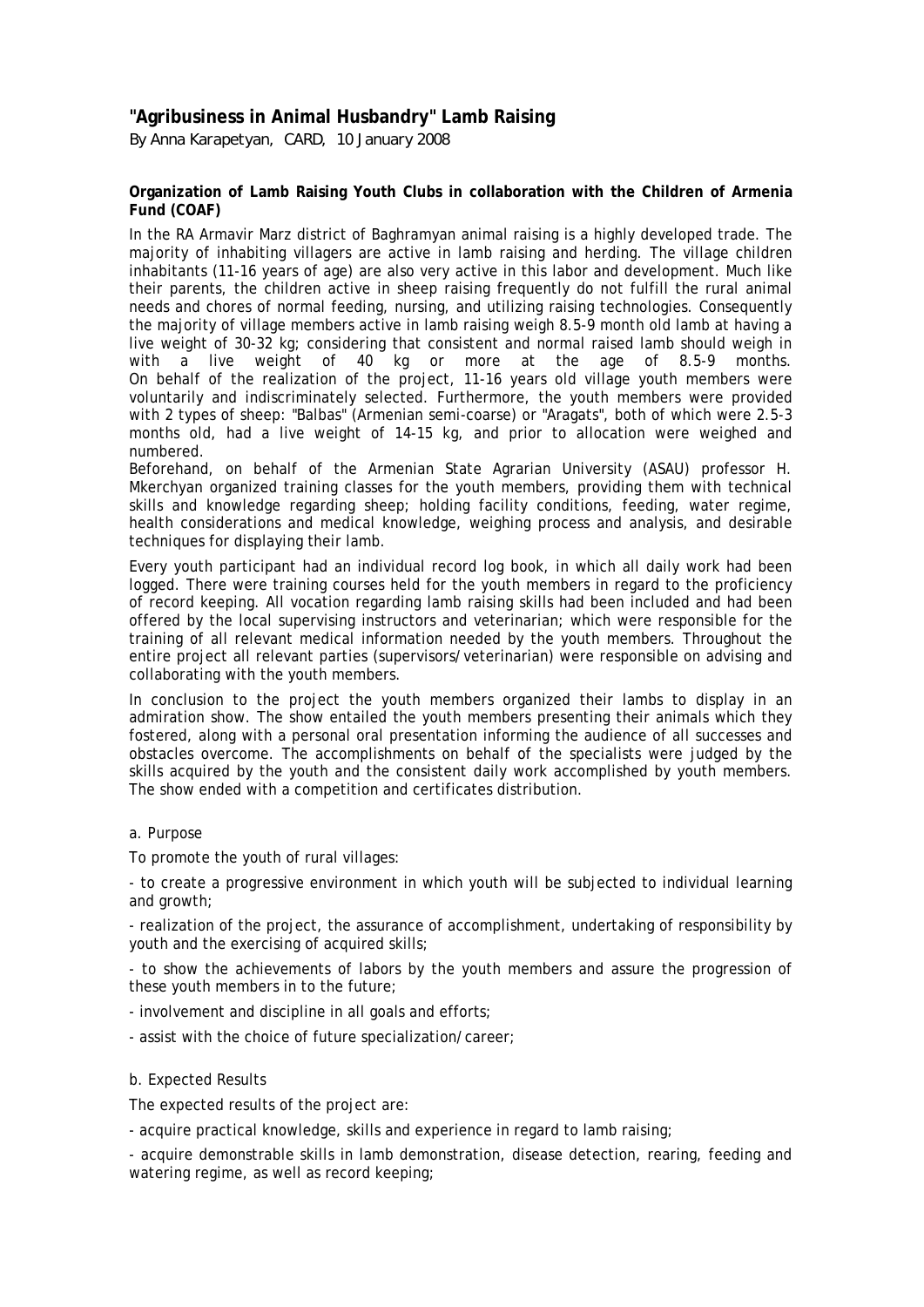# "Agribusiness in Animal Husbandry" Lamb Raising

By Anna Karapetyan, CARD, 10 January 2008

**Organization of Lamb Raising Youth Clubs in collaboration with the Children of Armenia Fund (COAF)**

In the RA Armavir Marz district of Baghramyan animal raising is a highly developed trade. The majority of inhabiting villagers are active in lamb raising and herding. The village children inhabitants (11-16 years of age) are also very active in this labor and development. Much like their parents, the children active in sheep raising frequently do not fulfill the rural animal needs and chores of normal feeding, nursing, and utilizing raising technologies. Consequently the majority of village members active in lamb raising weigh 8.5-9 month old lamb at having a live weight of 30-32 kg; considering that consistent and normal raised lamb should weigh in with a live weight of 40 kg or more at the age of 8.5-9 months. On behalf of the realization of the project, 11-16 years old village youth members were voluntarily and indiscriminately selected. Furthermore, the youth members were provided with 2 types of sheep: "Balbas" (Armenian semi-coarse) or "Aragats", both of which were 2.5-3 months old, had a live weight of 14-15 kg, and prior to allocation were weighed and numbered.

Beforehand, on behalf of the Armenian State Agrarian University (ASAU) professor H. Mkerchyan organized training classes for the youth members, providing them with technical skills and knowledge regarding sheep; holding facility conditions, feeding, water regime, health considerations and medical knowledge, weighing process and analysis, and desirable techniques for displaying their lamb.

Every youth participant had an individual record log book, in which all daily work had been logged. There were training courses held for the youth members in regard to the proficiency of record keeping. All vocation regarding lamb raising skills had been included and had been offered by the local supervising instructors and veterinarian; which were responsible for the training of all relevant medical information needed by the youth members. Throughout the entire project all relevant parties (supervisors/veterinarian) were responsible on advising and collaborating with the youth members.

In conclusion to the project the youth members organized their lambs to display in an admiration show. The show entailed the youth members presenting their animals which they fostered, along with a personal oral presentation informing the audience of all successes and obstacles overcome. The accomplishments on behalf of the specialists were judged by the skills acquired by the youth and the consistent daily work accomplished by youth members. The show ended with a competition and certificates distribution.

a. Purpose

To promote the youth of rural villages:

- to create a progressive environment in which youth will be subjected to individual learning and growth;
- realization of the project, the assurance of accomplishment, undertaking of responsibility by youth and the exercising of acquired skills;
- to show the achievements of labors by the youth members and assure the progression of these youth members in to the future;
- involvement and discipline in all goals and efforts;
- assist with the choice of future specialization/career;

b. Expected Results

The expected results of the project are:

- acquire practical knowledge, skills and experience in regard to lamb raising;
- acquire demonstrable skills in lamb demonstration, disease detection, rearing, feeding and watering regime, as well as record keeping;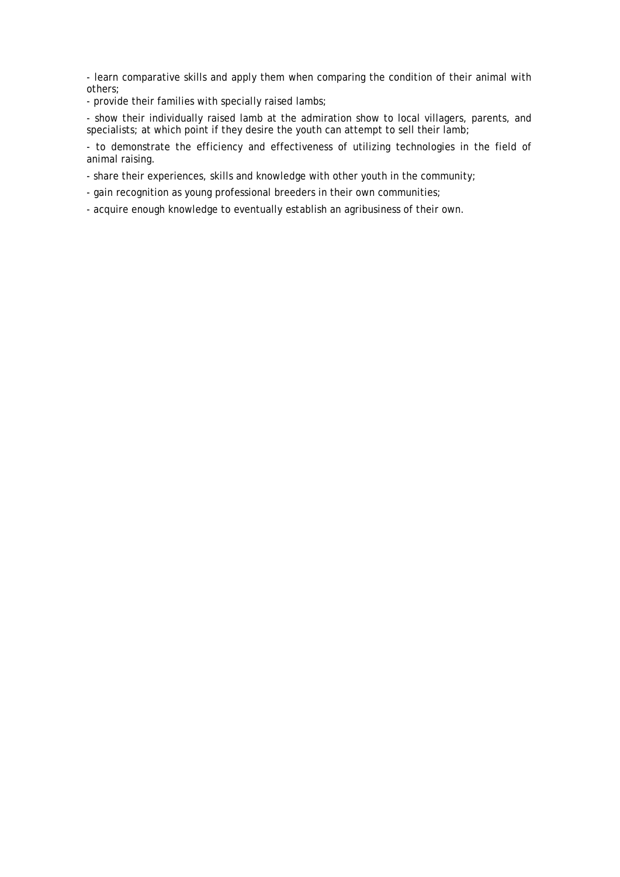- learn comparative skills and apply them when comparing the condition of their animal with others;
- provide their families with specially raised lambs;
- show their individually raised lamb at the admiration show to local villagers, parents, and specialists; at which point if they desire the youth can attempt to sell their lamb;
- to demonstrate the efficiency and effectiveness of utilizing technologies in the field of animal raising.
- share their experiences, skills and knowledge with other youth in the community;
- gain recognition as young professional breeders in their own communities;
- acquire enough knowledge to eventually establish an agribusiness of their own.